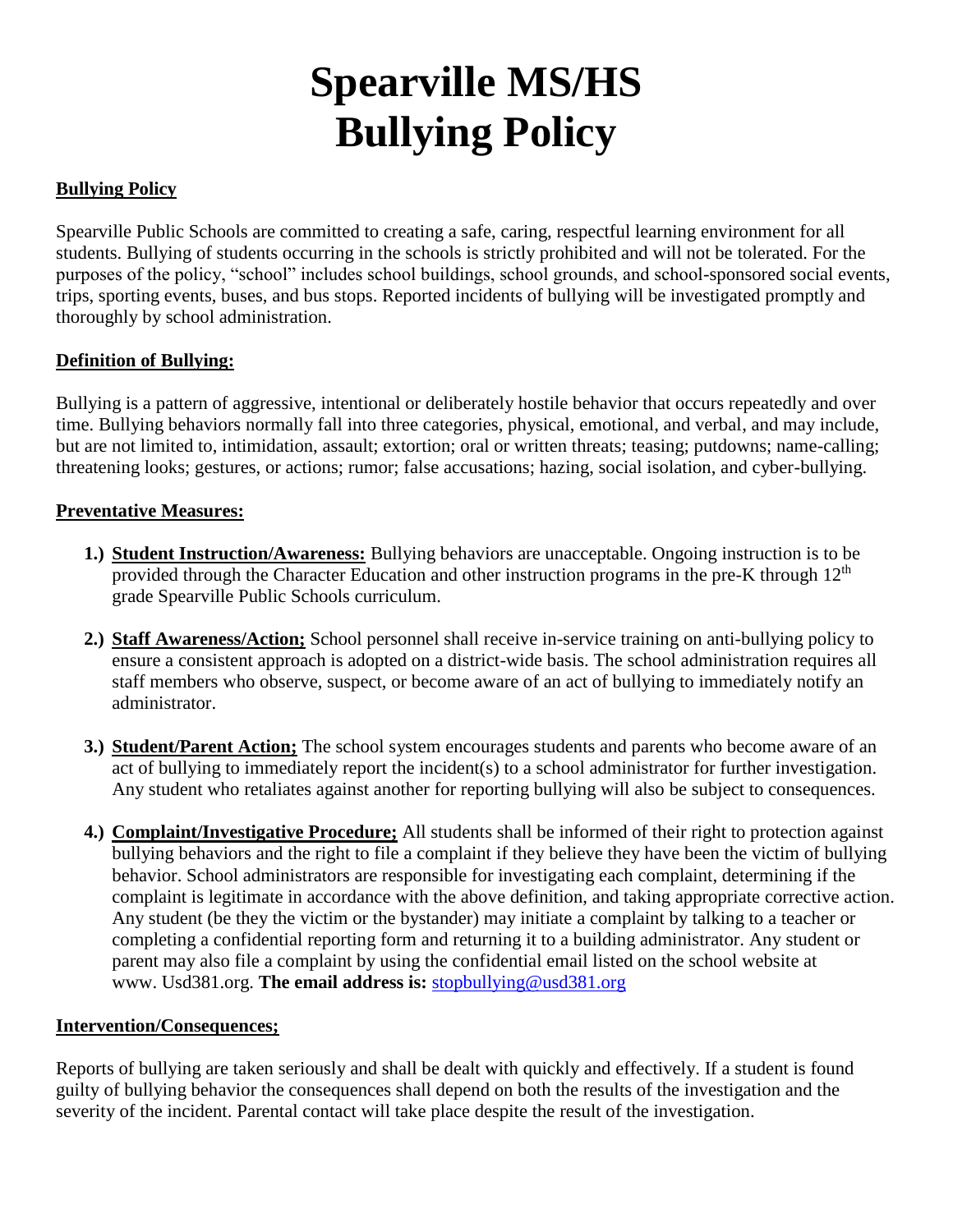# Spearville MS/HS
# Bullying Policy

**Bullying Policy**

Spearville Public Schools are committed to creating a safe, caring, respectful learning environment for all students. Bullying of students occurring in the schools is strictly prohibited and will not be tolerated. For the purposes of the policy, "school" includes school buildings, school grounds, and school-sponsored social events, trips, sporting events, buses, and bus stops. Reported incidents of bullying will be investigated promptly and thoroughly by school administration.

**Definition of Bullying:**

Bullying is a pattern of aggressive, intentional or deliberately hostile behavior that occurs repeatedly and over time. Bullying behaviors normally fall into three categories, physical, emotional, and verbal, and may include, but are not limited to, intimidation, assault; extortion; oral or written threats; teasing; putdowns; name-calling; threatening looks; gestures, or actions; rumor; false accusations; hazing, social isolation, and cyber-bullying.

**Preventative Measures:**

1.) **Student Instruction/Awareness:** Bullying behaviors are unacceptable. Ongoing instruction is to be provided through the Character Education and other instruction programs in the pre-K through 12th grade Spearville Public Schools curriculum.

2.) **Staff Awareness/Action;** School personnel shall receive in-service training on anti-bullying policy to ensure a consistent approach is adopted on a district-wide basis. The school administration requires all staff members who observe, suspect, or become aware of an act of bullying to immediately notify an administrator.

3.) **Student/Parent Action;** The school system encourages students and parents who become aware of an act of bullying to immediately report the incident(s) to a school administrator for further investigation. Any student who retaliates against another for reporting bullying will also be subject to consequences.

4.) **Complaint/Investigative Procedure;** All students shall be informed of their right to protection against bullying behaviors and the right to file a complaint if they believe they have been the victim of bullying behavior. School administrators are responsible for investigating each complaint, determining if the complaint is legitimate in accordance with the above definition, and taking appropriate corrective action. Any student (be they the victim or the bystander) may initiate a complaint by talking to a teacher or completing a confidential reporting form and returning it to a building administrator. Any student or parent may also file a complaint by using the confidential email listed on the school website at www. Usd381.org. **The email address is:** stopbullying@usd381.org

**Intervention/Consequences;**

Reports of bullying are taken seriously and shall be dealt with quickly and effectively. If a student is found guilty of bullying behavior the consequences shall depend on both the results of the investigation and the severity of the incident. Parental contact will take place despite the result of the investigation.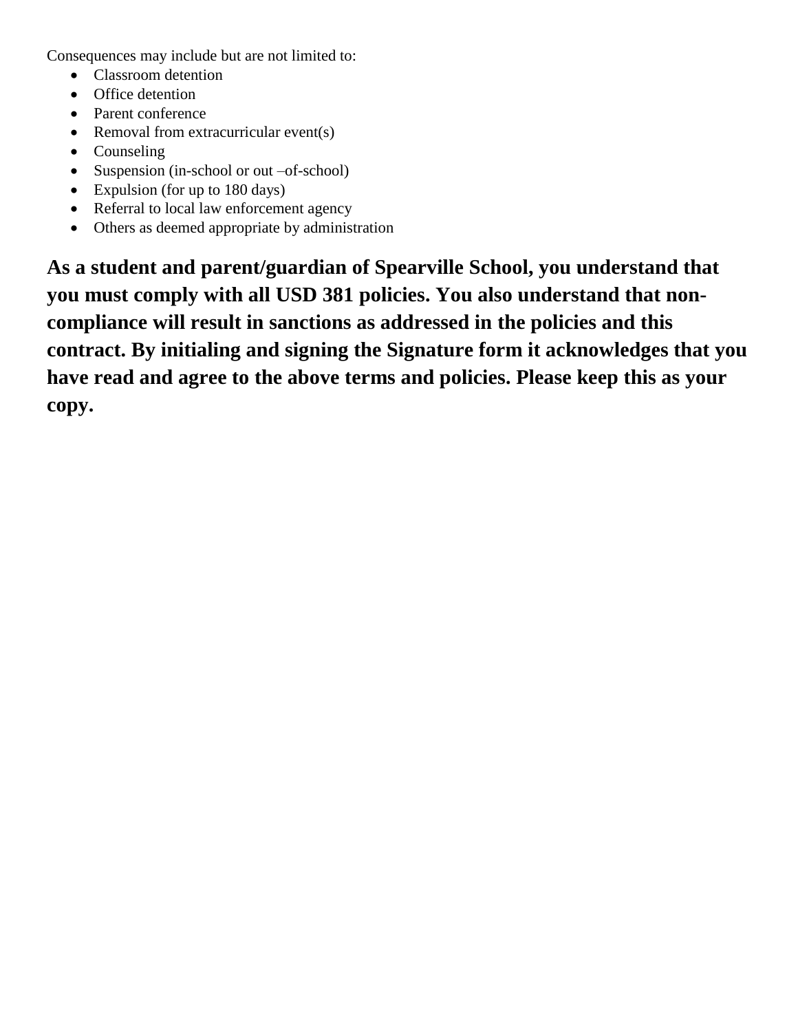Consequences may include but are not limited to:

- Classroom detention
- Office detention
- Parent conference
- Removal from extracurricular event(s)
- Counseling
- Suspension (in-school or out –of-school)
- Expulsion (for up to 180 days)
- Referral to local law enforcement agency
- Others as deemed appropriate by administration

**As a student and parent/guardian of Spearville School, you understand that you must comply with all USD 381 policies. You also understand that non-compliance will result in sanctions as addressed in the policies and this contract. By initialing and signing the Signature form it acknowledges that you have read and agree to the above terms and policies. Please keep this as your copy.**